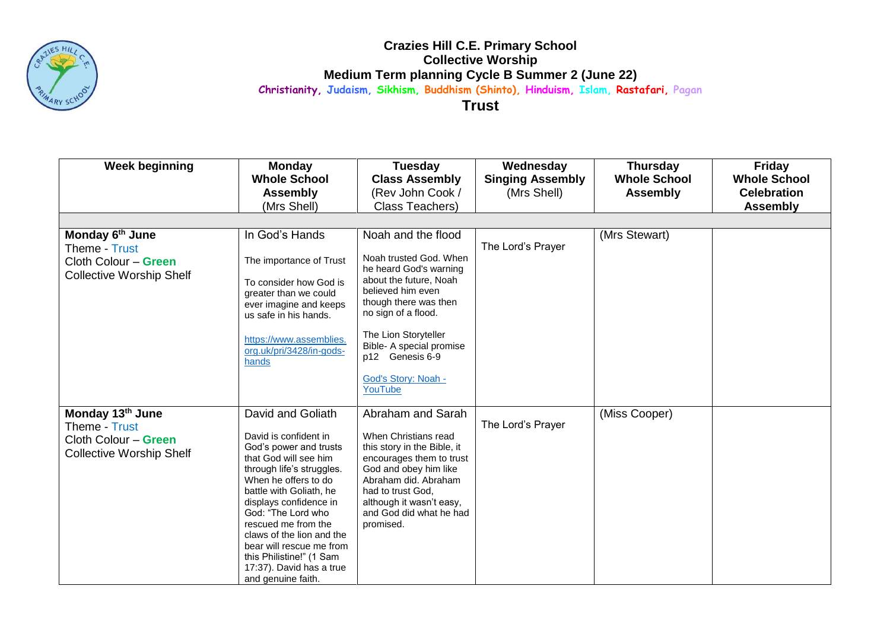# Crazies Hill C.E. Primary School
## Collective Worship
## Medium Term planning Cycle B Summer 2 (June 22)

Christianity, Judaism, Sikhism, Buddhism (Shinto), Hinduism, Islam, Rastafari, Pagan

## Trust

| Week beginning | Monday Whole School Assembly (Mrs Shell) | Tuesday Class Assembly (Rev John Cook / Class Teachers) | Wednesday Singing Assembly (Mrs Shell) | Thursday Whole School Assembly | Friday Whole School Celebration Assembly |
|---|---|---|---|---|---|
| | | | | | |
| **Monday 6th June**<br>Theme - Trust<br>Cloth Colour – **Green**<br>Collective Worship Shelf | In God's Hands<br><br>The importance of Trust<br><br>To consider how God is greater than we could ever imagine and keeps us safe in his hands.<br><br>https://www.assemblies.org.uk/pri/3428/in-gods-hands | Noah and the flood<br><br>Noah trusted God. When he heard God's warning about the future, Noah believed him even though there was then no sign of a flood.<br><br>The Lion Storyteller Bible- A special promise p12 Genesis 6-9<br><br>God's Story: Noah - YouTube | The Lord's Prayer | (Mrs Stewart) | |
| **Monday 13th June**<br>Theme - Trust<br>Cloth Colour – **Green**<br>Collective Worship Shelf | David and Goliath<br><br>David is confident in God's power and trusts that God will see him through life's struggles. When he offers to do battle with Goliath, he displays confidence in God: "The Lord who rescued me from the claws of the lion and the bear will rescue me from this Philistine!" (1 Sam 17:37). David has a true and genuine faith. | Abraham and Sarah<br><br>When Christians read this story in the Bible, it encourages them to trust God and obey him like Abraham did. Abraham had to trust God, although it wasn't easy, and God did what he had promised. | The Lord's Prayer | (Miss Cooper) | |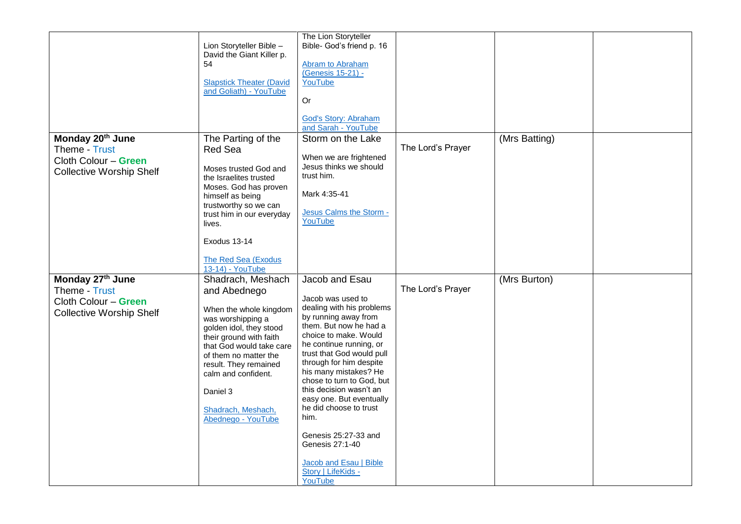| | | | | | |
|---|---|---|---|---|---|
| | Lion Storyteller Bible – David the Giant Killer p. 54<br><br>Slapstick Theater (David and Goliath) - YouTube | The Lion Storyteller Bible- God's friend p. 16<br><br>Abram to Abraham (Genesis 15-21) - YouTube<br><br>Or<br><br>God's Story: Abraham and Sarah - YouTube | | | |
| **Monday 20th June**<br>Theme - Trust<br>Cloth Colour – **Green**<br>Collective Worship Shelf | The Parting of the Red Sea<br><br>Moses trusted God and the Israelites trusted Moses. God has proven himself as being trustworthy so we can trust him in our everyday lives.<br><br>Exodus 13-14<br><br>The Red Sea (Exodus 13-14) - YouTube | Storm on the Lake<br><br>When we are frightened Jesus thinks we should trust him.<br><br>Mark 4:35-41<br><br>Jesus Calms the Storm - YouTube | The Lord's Prayer | (Mrs Batting) | |
| **Monday 27th June**<br>Theme - Trust<br>Cloth Colour – **Green**<br>Collective Worship Shelf | Shadrach, Meshach and Abednego<br><br>When the whole kingdom was worshipping a golden idol, they stood their ground with faith that God would take care of them no matter the result. They remained calm and confident.<br><br>Daniel 3<br><br>Shadrach, Meshach, Abednego - YouTube | Jacob and Esau<br><br>Jacob was used to dealing with his problems by running away from them. But now he had a choice to make. Would he continue running, or trust that God would pull through for him despite his many mistakes? He chose to turn to God, but this decision wasn't an easy one. But eventually he did choose to trust him.<br><br>Genesis 25:27-33 and Genesis 27:1-40<br><br>Jacob and Esau \| Bible Story \| LifeKids - YouTube | The Lord's Prayer | (Mrs Burton) | |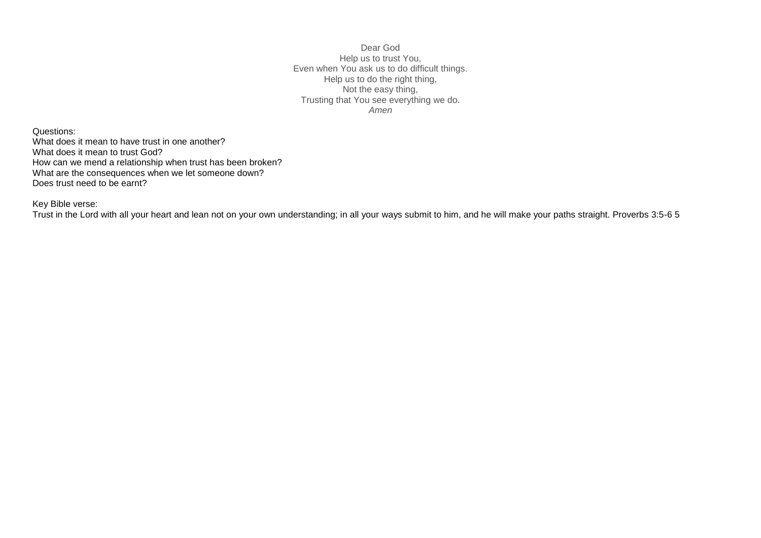Dear God  
Help us to trust You,  
Even when You ask us to do difficult things.  
Help us to do the right thing,  
Not the easy thing,  
Trusting that You see everything we do.  
*Amen*

Questions:  
What does it mean to have trust in one another?  
What does it mean to trust God?  
How can we mend a relationship when trust has been broken?  
What are the consequences when we let someone down?  
Does trust need to be earnt?

Key Bible verse:  
Trust in the Lord with all your heart and lean not on your own understanding; in all your ways submit to him, and he will make your paths straight. Proverbs 3:5-6 5